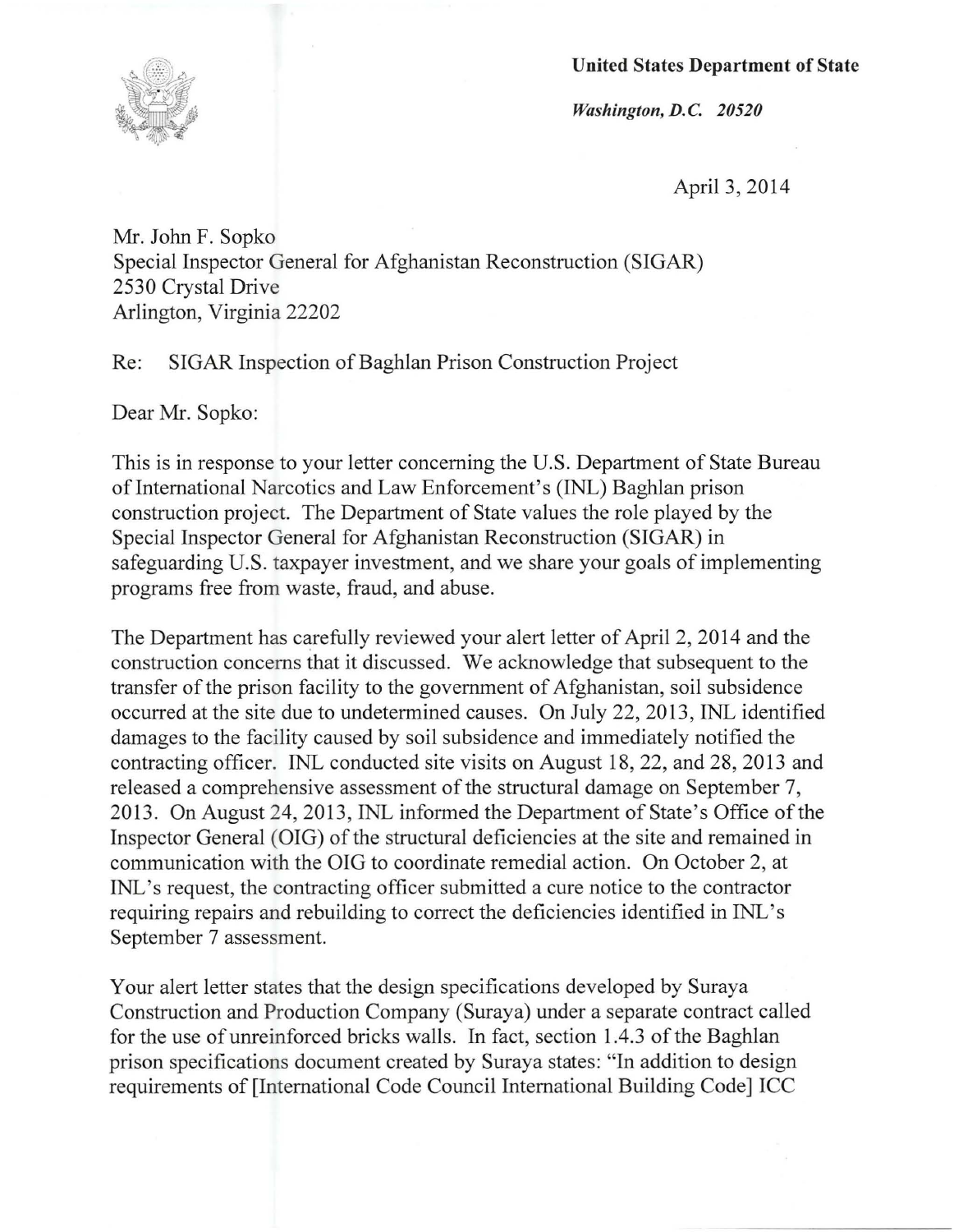**United States Department of State**

*Washington, D.C. 20520*

April 3, 2014

Mr. John F. Sopko
Special Inspector General for Afghanistan Reconstruction (SIGAR)
2530 Crystal Drive
Arlington, Virginia 22202

Re: SIGAR Inspection of Baghlan Prison Construction Project

Dear Mr. Sopko:

This is in response to your letter concerning the U.S. Department of State Bureau of International Narcotics and Law Enforcement's (INL) Baghlan prison construction project. The Department of State values the role played by the Special Inspector General for Afghanistan Reconstruction (SIGAR) in safeguarding U.S. taxpayer investment, and we share your goals of implementing programs free from waste, fraud, and abuse.

The Department has carefully reviewed your alert letter of April 2, 2014 and the construction concerns that it discussed. We acknowledge that subsequent to the transfer of the prison facility to the government of Afghanistan, soil subsidence occurred at the site due to undetermined causes. On July 22, 2013, INL identified damages to the facility caused by soil subsidence and immediately notified the contracting officer. INL conducted site visits on August 18, 22, and 28, 2013 and released a comprehensive assessment of the structural damage on September 7, 2013. On August 24, 2013, INL informed the Department of State's Office of the Inspector General (OIG) of the structural deficiencies at the site and remained in communication with the OIG to coordinate remedial action. On October 2, at INL's request, the contracting officer submitted a cure notice to the contractor requiring repairs and rebuilding to correct the deficiencies identified in INL's September 7 assessment.

Your alert letter states that the design specifications developed by Suraya Construction and Production Company (Suraya) under a separate contract called for the use of unreinforced bricks walls. In fact, section 1.4.3 of the Baghlan prison specifications document created by Suraya states: "In addition to design requirements of [International Code Council International Building Code] ICC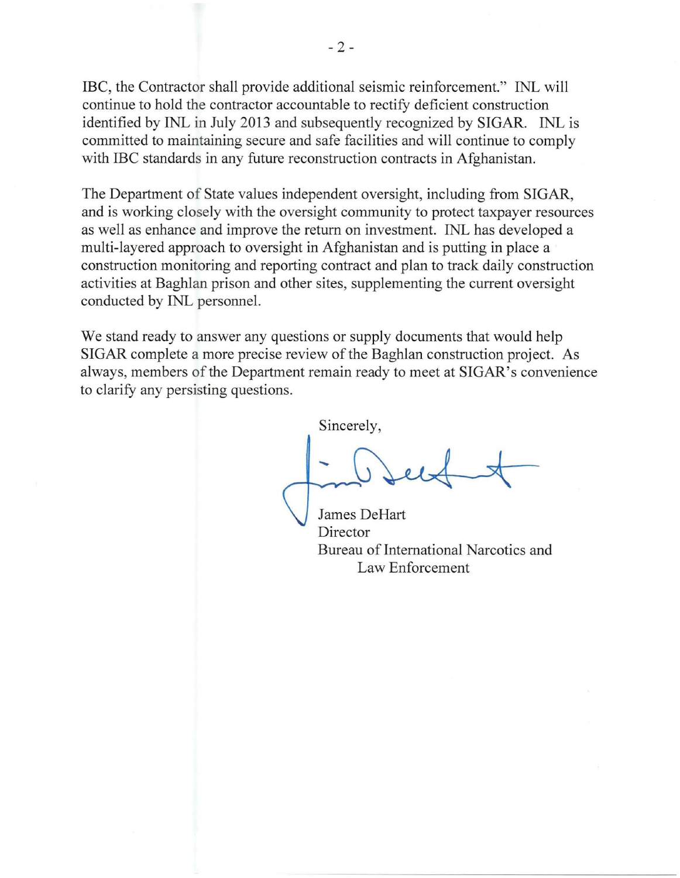IBC, the Contractor shall provide additional seismic reinforcement." INL will continue to hold the contractor accountable to rectify deficient construction identified by INL in July 2013 and subsequently recognized by SIGAR. INL is committed to maintaining secure and safe facilities and will continue to comply with IBC standards in any future reconstruction contracts in Afghanistan.

The Department of State values independent oversight, including from SIGAR, and is working closely with the oversight community to protect taxpayer resources as well as enhance and improve the return on investment. INL has developed a multi-layered approach to oversight in Afghanistan and is putting in place a construction monitoring and reporting contract and plan to track daily construction activities at Baghlan prison and other sites, supplementing the current oversight conducted by INL personnel.

We stand ready to answer any questions or supply documents that would help SIGAR complete a more precise review of the Baghlan construction project. As always, members of the Department remain ready to meet at SIGAR's convenience to clarify any persisting questions.

Sincerely,

James DeHart
Director
Bureau of International Narcotics and
Law Enforcement